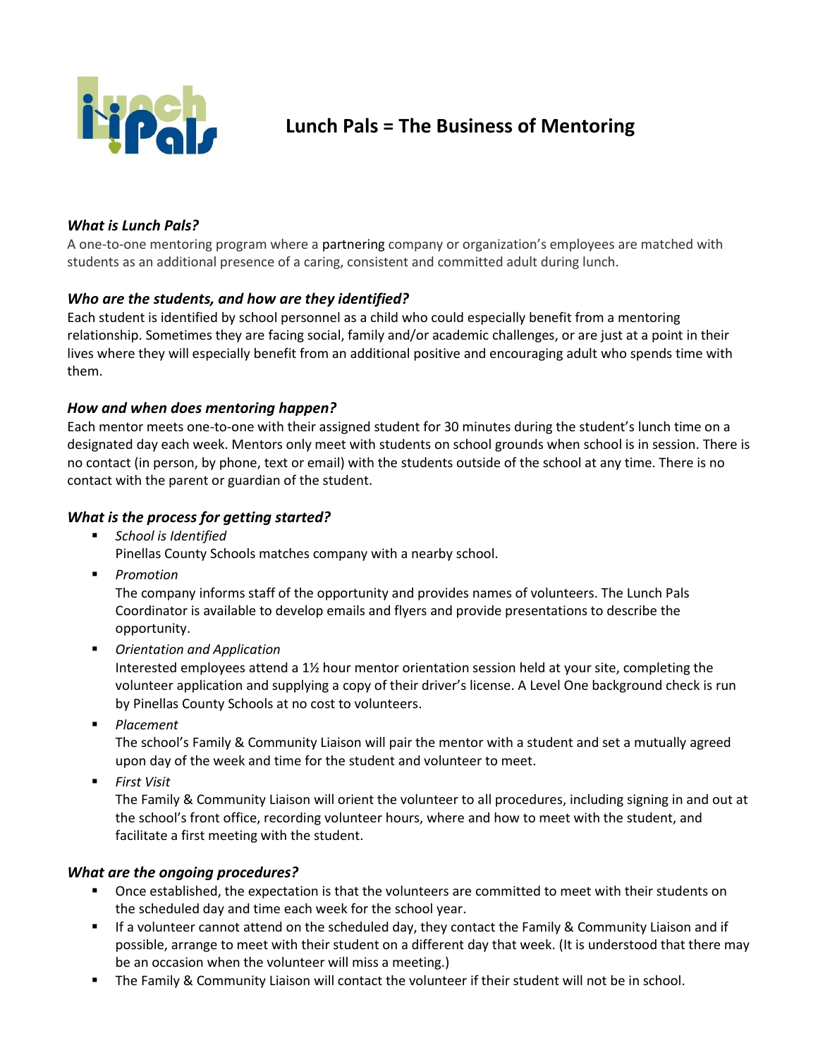# Lunch Pals = The Business of Mentoring

### *What is Lunch Pals?*

A one-to-one mentoring program where a partnering company or organization's employees are matched with students as an additional presence of a caring, consistent and committed adult during lunch.

### *Who are the students, and how are they identified?*

Each student is identified by school personnel as a child who could especially benefit from a mentoring relationship. Sometimes they are facing social, family and/or academic challenges, or are just at a point in their lives where they will especially benefit from an additional positive and encouraging adult who spends time with them.

### *How and when does mentoring happen?*

Each mentor meets one-to-one with their assigned student for 30 minutes during the student's lunch time on a designated day each week. Mentors only meet with students on school grounds when school is in session. There is no contact (in person, by phone, text or email) with the students outside of the school at any time. There is no contact with the parent or guardian of the student.

### *What is the process for getting started?*

- *School is Identified*
  Pinellas County Schools matches company with a nearby school.
- *Promotion*
  The company informs staff of the opportunity and provides names of volunteers. The Lunch Pals Coordinator is available to develop emails and flyers and provide presentations to describe the opportunity.
- *Orientation and Application*
  Interested employees attend a 1½ hour mentor orientation session held at your site, completing the volunteer application and supplying a copy of their driver's license. A Level One background check is run by Pinellas County Schools at no cost to volunteers.
- *Placement*
  The school's Family & Community Liaison will pair the mentor with a student and set a mutually agreed upon day of the week and time for the student and volunteer to meet.
- *First Visit*
  The Family & Community Liaison will orient the volunteer to all procedures, including signing in and out at the school's front office, recording volunteer hours, where and how to meet with the student, and facilitate a first meeting with the student.

### *What are the ongoing procedures?*

- Once established, the expectation is that the volunteers are committed to meet with their students on the scheduled day and time each week for the school year.
- If a volunteer cannot attend on the scheduled day, they contact the Family & Community Liaison and if possible, arrange to meet with their student on a different day that week. (It is understood that there may be an occasion when the volunteer will miss a meeting.)
- The Family & Community Liaison will contact the volunteer if their student will not be in school.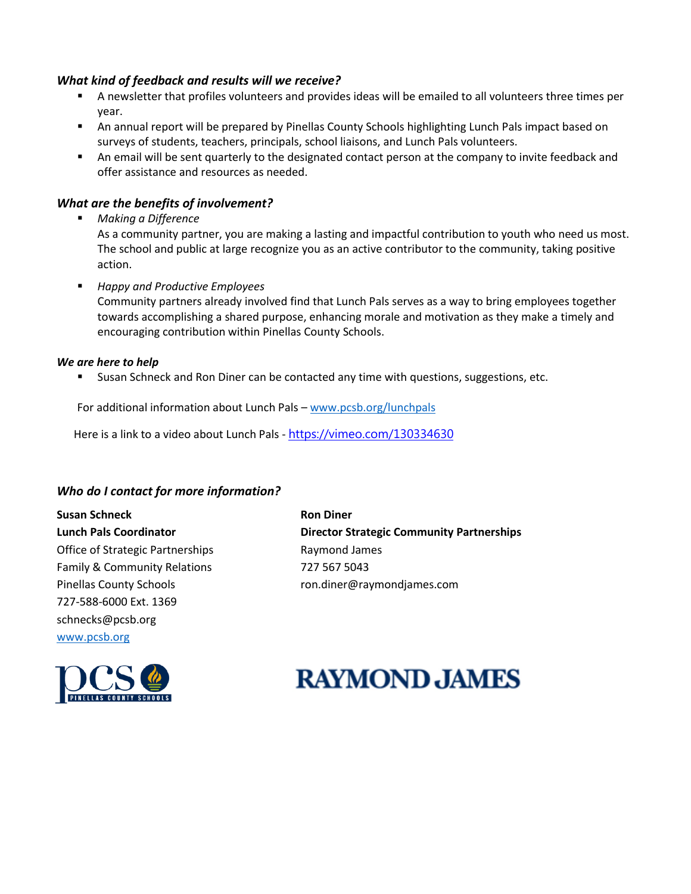### *What kind of feedback and results will we receive?*

- A newsletter that profiles volunteers and provides ideas will be emailed to all volunteers three times per year.
- An annual report will be prepared by Pinellas County Schools highlighting Lunch Pals impact based on surveys of students, teachers, principals, school liaisons, and Lunch Pals volunteers.
- An email will be sent quarterly to the designated contact person at the company to invite feedback and offer assistance and resources as needed.

### *What are the benefits of involvement?*

- *Making a Difference*
  As a community partner, you are making a lasting and impactful contribution to youth who need us most. The school and public at large recognize you as an active contributor to the community, taking positive action.

- *Happy and Productive Employees*
  Community partners already involved find that Lunch Pals serves as a way to bring employees together towards accomplishing a shared purpose, enhancing morale and motivation as they make a timely and encouraging contribution within Pinellas County Schools.

### *We are here to help*

- Susan Schneck and Ron Diner can be contacted any time with questions, suggestions, etc.

For additional information about Lunch Pals – [www.pcsb.org/lunchpals](www.pcsb.org/lunchpals)

Here is a link to a video about Lunch Pals - [https://vimeo.com/130334630](https://vimeo.com/130334630)

### *Who do I contact for more information?*

**Susan Schneck**
**Lunch Pals Coordinator**
Office of Strategic Partnerships
Family & Community Relations
Pinellas County Schools
727-588-6000 Ext. 1369
schnecks@pcsb.org
[www.pcsb.org](www.pcsb.org)

**Ron Diner**
**Director Strategic Community Partnerships**
Raymond James
727 567 5043
ron.diner@raymondjames.com

PCS PINELLAS COUNTY SCHOOLS

RAYMOND JAMES